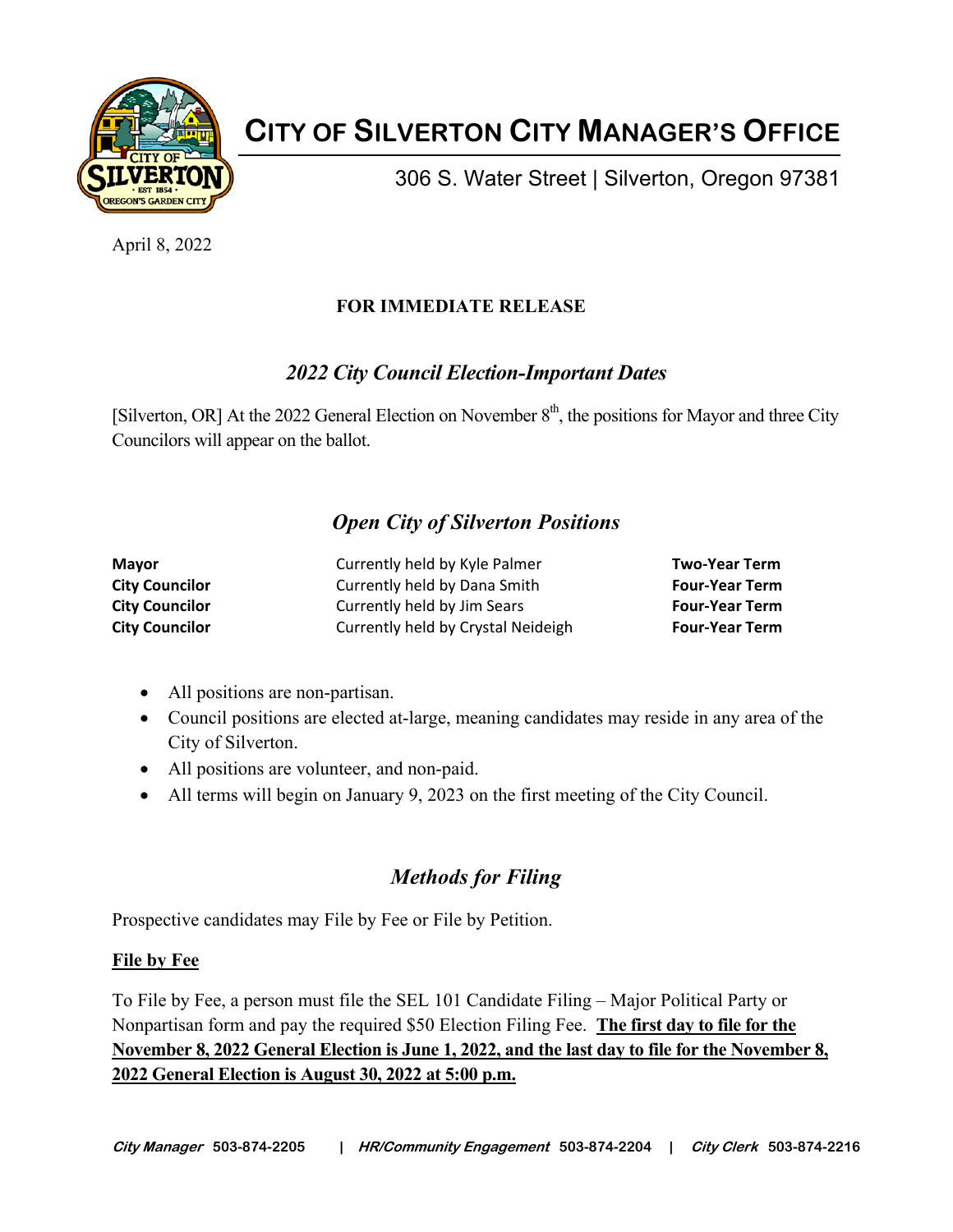# CITY OF SILVERTON CITY MANAGER'S OFFICE

306 S. Water Street | Silverton, Oregon 97381

April 8, 2022

**FOR IMMEDIATE RELEASE**

## *2022 City Council Election-Important Dates*

[Silverton, OR] At the 2022 General Election on November 8th, the positions for Mayor and three City Councilors will appear on the ballot.

## *Open City of Silverton Positions*

| | | |
|---|---|---|
| **Mayor** | Currently held by Kyle Palmer | **Two-Year Term** |
| **City Councilor** | Currently held by Dana Smith | **Four-Year Term** |
| **City Councilor** | Currently held by Jim Sears | **Four-Year Term** |
| **City Councilor** | Currently held by Crystal Neideigh | **Four-Year Term** |

- All positions are non-partisan.
- Council positions are elected at-large, meaning candidates may reside in any area of the City of Silverton.
- All positions are volunteer, and non-paid.
- All terms will begin on January 9, 2023 on the first meeting of the City Council.

## *Methods for Filing*

Prospective candidates may File by Fee or File by Petition.

**File by Fee**

To File by Fee, a person must file the SEL 101 Candidate Filing – Major Political Party or Nonpartisan form and pay the required $50 Election Filing Fee. **The first day to file for the November 8, 2022 General Election is June 1, 2022, and the last day to file for the November 8, 2022 General Election is August 30, 2022 at 5:00 p.m.**

*City Manager* 503-874-2205 | *HR/Community Engagement* 503-874-2204 | *City Clerk* 503-874-2216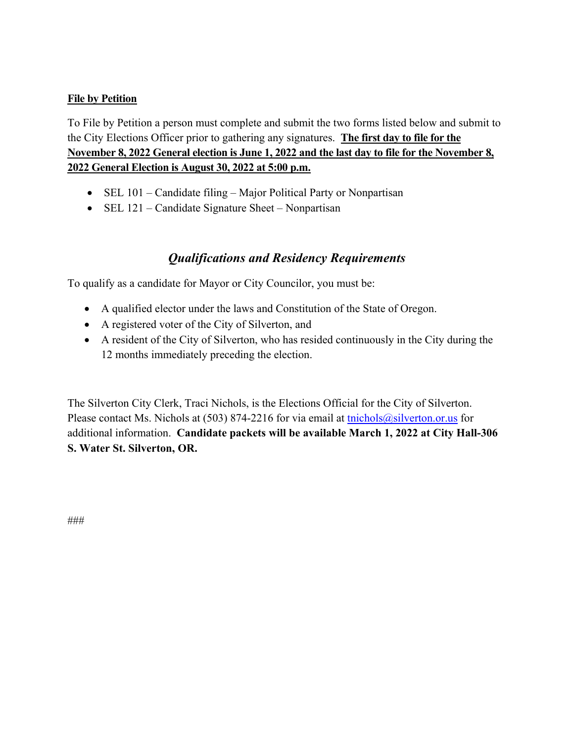**File by Petition**

To File by Petition a person must complete and submit the two forms listed below and submit to the City Elections Officer prior to gathering any signatures. **The first day to file for the November 8, 2022 General election is June 1, 2022 and the last day to file for the November 8, 2022 General Election is August 30, 2022 at 5:00 p.m.**

- SEL 101 – Candidate filing – Major Political Party or Nonpartisan
- SEL 121 – Candidate Signature Sheet – Nonpartisan

## *Qualifications and Residency Requirements*

To qualify as a candidate for Mayor or City Councilor, you must be:

- A qualified elector under the laws and Constitution of the State of Oregon.
- A registered voter of the City of Silverton, and
- A resident of the City of Silverton, who has resided continuously in the City during the 12 months immediately preceding the election.

The Silverton City Clerk, Traci Nichols, is the Elections Official for the City of Silverton. Please contact Ms. Nichols at (503) 874-2216 for via email at tnichols@silverton.or.us for additional information. **Candidate packets will be available March 1, 2022 at City Hall-306 S. Water St. Silverton, OR.**

###